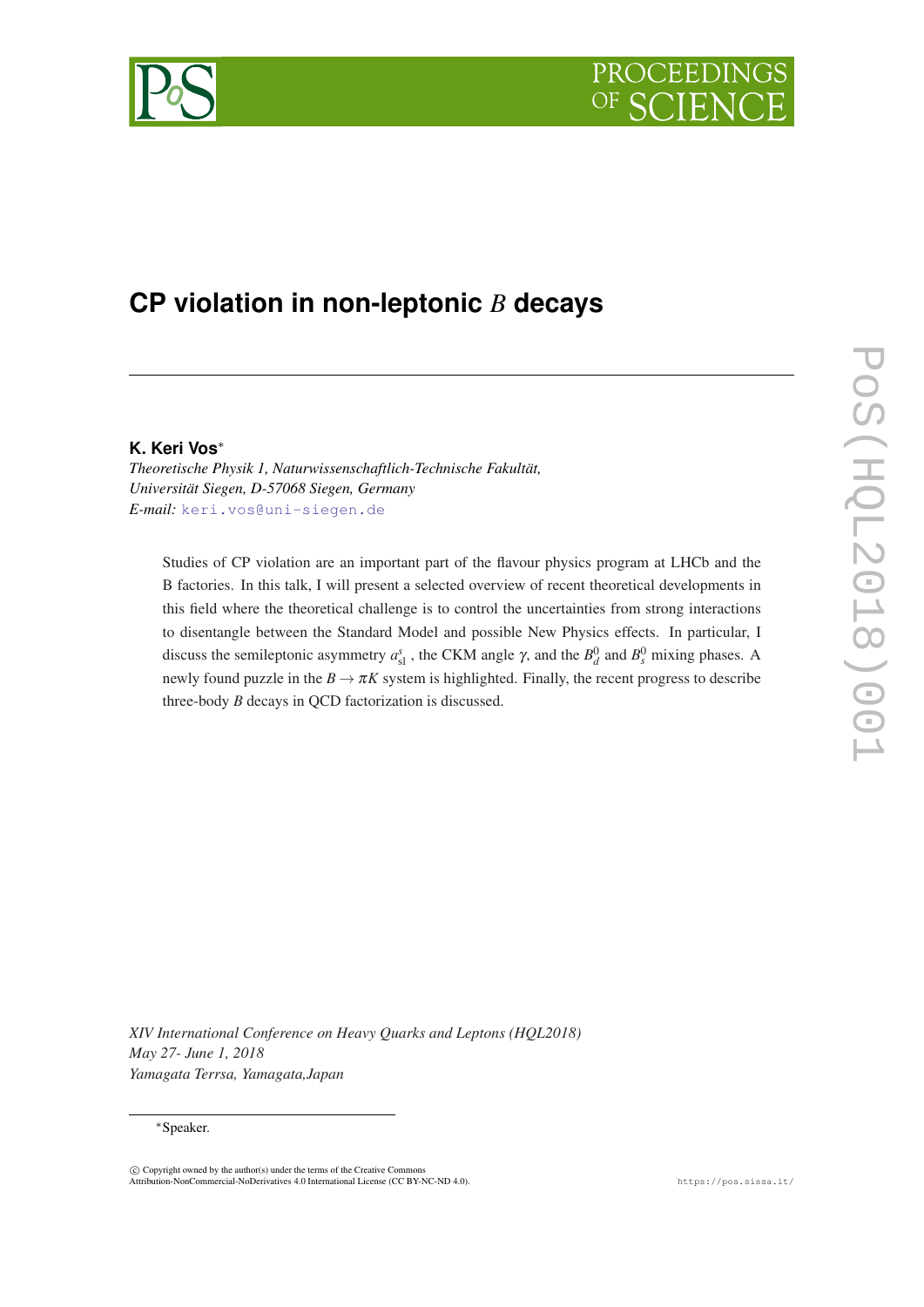# CP violation in non-leptonic $B$ decays

**K. Keri Vos**[*]

*Theoretische Physik 1, Naturwissenschaftlich-Technische Fakultät, Universität Siegen, D-57068 Siegen, Germany*
*E-mail:* keri.vos@uni-siegen.de

Studies of CP violation are an important part of the flavour physics program at LHCb and the B factories. In this talk, I will present a selected overview of recent theoretical developments in this field where the theoretical challenge is to control the uncertainties from strong interactions to disentangle between the Standard Model and possible New Physics effects. In particular, I discuss the semileptonic asymmetry $a_{\rm sl}^s$, the CKM angle $\gamma$, and the $B_d^0$ and $B_s^0$ mixing phases. A newly found puzzle in the $B \to \pi K$ system is highlighted. Finally, the recent progress to describe three-body $B$ decays in QCD factorization is discussed.

*XIV International Conference on Heavy Quarks and Leptons (HQL2018)*
*May 27- June 1, 2018*
*Yamagata Terrsa, Yamagata,Japan*

[*]Speaker.

© Copyright owned by the author(s) under the terms of the Creative Commons Attribution-NonCommercial-NoDerivatives 4.0 International License (CC BY-NC-ND 4.0).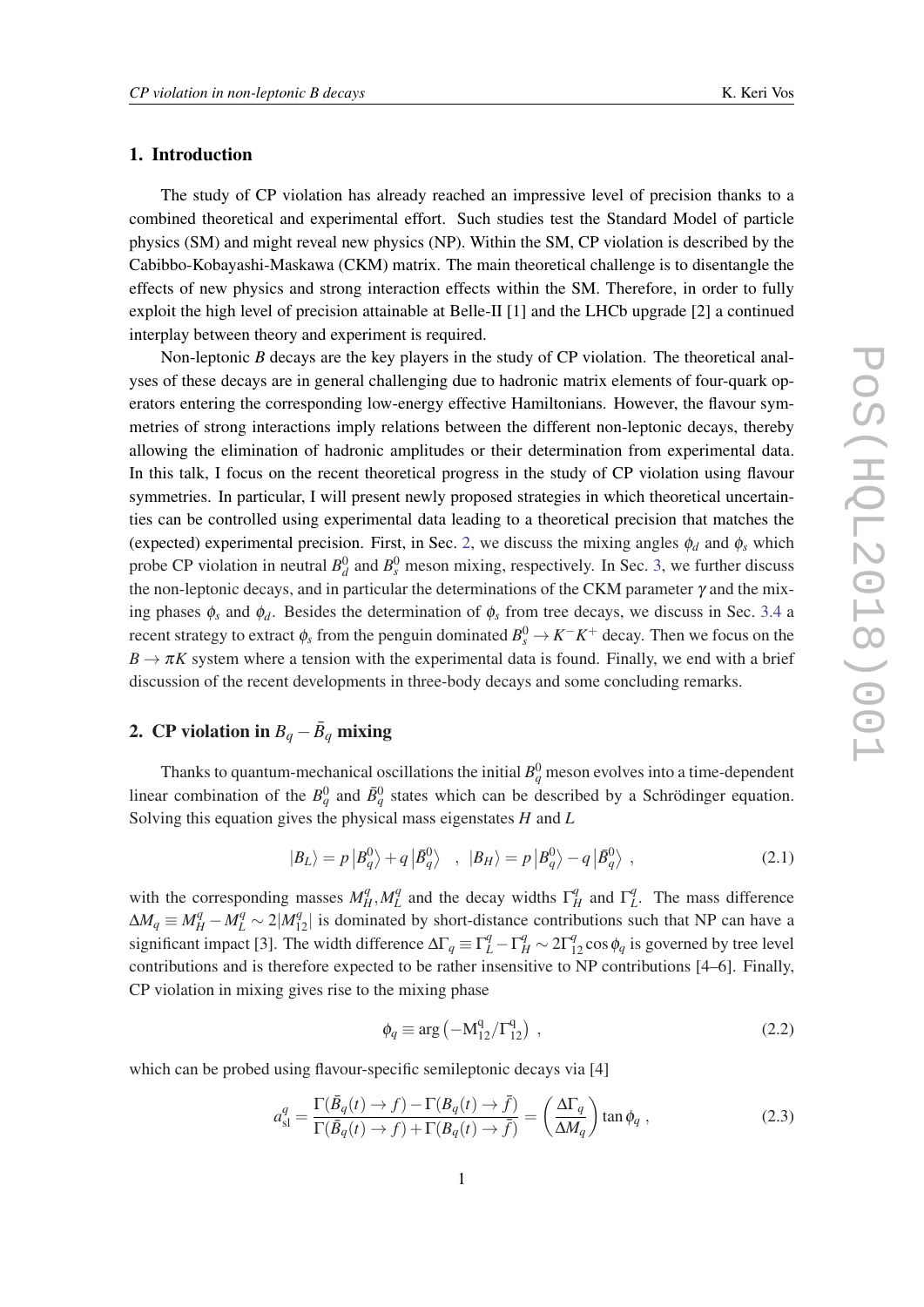## 1. Introduction

The study of CP violation has already reached an impressive level of precision thanks to a combined theoretical and experimental effort. Such studies test the Standard Model of particle physics (SM) and might reveal new physics (NP). Within the SM, CP violation is described by the Cabibbo-Kobayashi-Maskawa (CKM) matrix. The main theoretical challenge is to disentangle the effects of new physics and strong interaction effects within the SM. Therefore, in order to fully exploit the high level of precision attainable at Belle-II [1] and the LHCb upgrade [2] a continued interplay between theory and experiment is required.

Non-leptonic $B$ decays are the key players in the study of CP violation. The theoretical analyses of these decays are in general challenging due to hadronic matrix elements of four-quark operators entering the corresponding low-energy effective Hamiltonians. However, the flavour symmetries of strong interactions imply relations between the different non-leptonic decays, thereby allowing the elimination of hadronic amplitudes or their determination from experimental data. In this talk, I focus on the recent theoretical progress in the study of CP violation using flavour symmetries. In particular, I will present newly proposed strategies in which theoretical uncertainties can be controlled using experimental data leading to a theoretical precision that matches the (expected) experimental precision. First, in Sec. 2, we discuss the mixing angles $\phi_d$ and $\phi_s$ which probe CP violation in neutral $B_d^0$ and $B_s^0$ meson mixing, respectively. In Sec. 3, we further discuss the non-leptonic decays, and in particular the determinations of the CKM parameter $\gamma$ and the mixing phases $\phi_s$ and $\phi_d$. Besides the determination of $\phi_s$ from tree decays, we discuss in Sec. 3.4 a recent strategy to extract $\phi_s$ from the penguin dominated $B_s^0 \to K^-K^+$ decay. Then we focus on the $B \to \pi K$ system where a tension with the experimental data is found. Finally, we end with a brief discussion of the recent developments in three-body decays and some concluding remarks.

## 2. CP violation in $B_q - \bar{B}_q$ mixing

Thanks to quantum-mechanical oscillations the initial $B_q^0$ meson evolves into a time-dependent linear combination of the $B_q^0$ and $\bar{B}_q^0$ states which can be described by a Schrödinger equation. Solving this equation gives the physical mass eigenstates $H$ and $L$

$$|B_L\rangle = p\left|B_q^0\right\rangle + q\left|\bar{B}_q^0\right\rangle \quad , \quad |B_H\rangle = p\left|B_q^0\right\rangle - q\left|\bar{B}_q^0\right\rangle \ , \tag{2.1}$$

with the corresponding masses $M_H^q, M_L^q$ and the decay widths $\Gamma_H^q$ and $\Gamma_L^q$. The mass difference $\Delta M_q \equiv M_H^q - M_L^q \sim 2|M_{12}^q|$ is dominated by short-distance contributions such that NP can have a significant impact [3]. The width difference $\Delta\Gamma_q \equiv \Gamma_L^q - \Gamma_H^q \sim 2\Gamma_{12}^q \cos\phi_q$ is governed by tree level contributions and is therefore expected to be rather insensitive to NP contributions [4–6]. Finally, CP violation in mixing gives rise to the mixing phase

$$\phi_q \equiv \arg\left(-\mathrm{M}_{12}^{\mathrm{q}}/\Gamma_{12}^{\mathrm{q}}\right) \ , \tag{2.2}$$

which can be probed using flavour-specific semileptonic decays via [4]

$$a_{\rm sl}^q = \frac{\Gamma(\bar{B}_q(t) \to f) - \Gamma(B_q(t) \to \bar{f})}{\Gamma(\bar{B}_q(t) \to f) + \Gamma(B_q(t) \to \bar{f})} = \left(\frac{\Delta\Gamma_q}{\Delta M_q}\right) \tan\phi_q \ , \tag{2.3}$$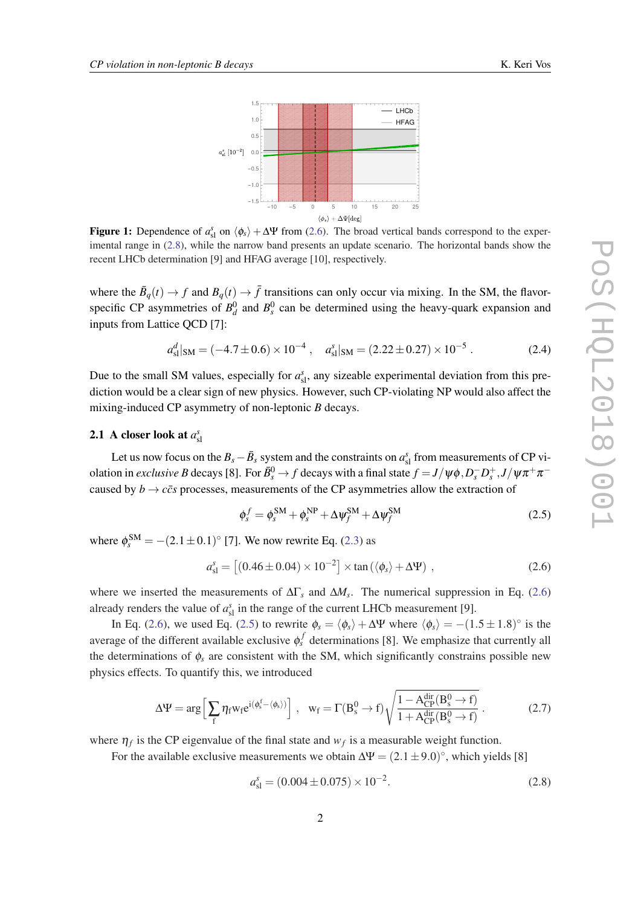**Figure 1:** Dependence of $a_{\rm sl}^s$ on $\langle\phi_s\rangle + \Delta\Psi$ from (2.6). The broad vertical bands correspond to the experimental range in (2.8), while the narrow band presents an update scenario. The horizontal bands show the recent LHCb determination [9] and HFAG average [10], respectively.

where the $\bar{B}_q(t) \to f$ and $B_q(t) \to \bar{f}$ transitions can only occur via mixing. In the SM, the flavor-specific CP asymmetries of $B_d^0$ and $B_s^0$ can be determined using the heavy-quark expansion and inputs from Lattice QCD [7]:

$$a_{\rm sl}^d|_{\rm SM} = (-4.7 \pm 0.6) \times 10^{-4}\ , \quad a_{\rm sl}^s|_{\rm SM} = (2.22 \pm 0.27) \times 10^{-5}\ . \tag{2.4}$$

Due to the small SM values, especially for $a_{\rm sl}^s$, any sizeable experimental deviation from this prediction would be a clear sign of new physics. However, such CP-violating NP would also affect the mixing-induced CP asymmetry of non-leptonic $B$ decays.

### 2.1 A closer look at $a_{\rm sl}^s$

Let us now focus on the $B_s - \bar{B}_s$ system and the constraints on $a_{\rm sl}^s$ from measurements of CP violation in *exclusive* $B$ decays [8]. For $\bar{B}_s^0 \to f$ decays with a final state $f = J/\psi\phi, D_s^- D_s^+, J/\psi\pi^+\pi^-$ caused by $b \to c\bar{c}s$ processes, measurements of the CP asymmetries allow the extraction of

$$\phi_s^f = \phi_s^{\rm SM} + \phi_s^{\rm NP} + \Delta\Psi_f^{\rm SM} + \Delta\psi_f^{\rm SM} \tag{2.5}$$

where $\phi_s^{\rm SM} = -(2.1 \pm 0.1)^\circ$ [7]. We now rewrite Eq. (2.3) as

$$a_{\rm sl}^s = \left[(0.46 \pm 0.04) \times 10^{-2}\right] \times \tan\left(\langle\phi_s\rangle + \Delta\Psi\right)\ , \tag{2.6}$$

where we inserted the measurements of $\Delta\Gamma_s$ and $\Delta M_s$. The numerical suppression in Eq. (2.6) already renders the value of $a_{\rm sl}^s$ in the range of the current LHCb measurement [9].

In Eq. (2.6), we used Eq. (2.5) to rewrite $\phi_s = \langle\phi_s\rangle + \Delta\Psi$ where $\langle\phi_s\rangle = -(1.5 \pm 1.8)^\circ$ is the average of the different available exclusive $\phi_s^f$ determinations [8]. We emphasize that currently all the determinations of $\phi_s$ are consistent with the SM, which significantly constrains possible new physics effects. To quantify this, we introduced

$$\Delta\Psi = \arg\left[\sum_f \eta_f w_f e^{i(\phi_s^f - \langle\phi_s\rangle)}\right]\ , \quad w_f = \Gamma(B_s^0 \to f)\sqrt{\frac{1 - A_{\rm CP}^{\rm dir}(B_s^0 \to f)}{1 + A_{\rm CP}^{\rm dir}(B_s^0 \to f)}}\ . \tag{2.7}$$

where $\eta_f$ is the CP eigenvalue of the final state and $w_f$ is a measurable weight function.

For the available exclusive measurements we obtain $\Delta\Psi = (2.1 \pm 9.0)^\circ$, which yields [8]

$$a_{\rm sl}^s = (0.004 \pm 0.075) \times 10^{-2}. \tag{2.8}$$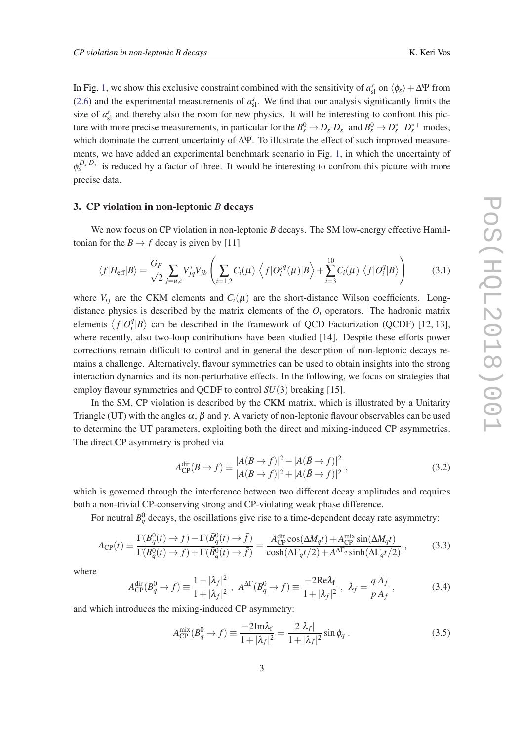In Fig. 1, we show this exclusive constraint combined with the sensitivity of $a_{\rm sl}^s$ on $\langle\phi_s\rangle + \Delta\Psi$ from (2.6) and the experimental measurements of $a_{\rm sl}^s$. We find that our analysis significantly limits the size of $a_{\rm sl}^s$ and thereby also the room for new physics. It will be interesting to confront this picture with more precise measurements, in particular for the $B_s^0 \to D_s^- D_s^+$ and $B_s^0 \to D_s^{*-} D_s^{*+}$ modes, which dominate the current uncertainty of $\Delta\Psi$. To illustrate the effect of such improved measurements, we have added an experimental benchmark scenario in Fig. 1, in which the uncertainty of $\phi_s^{D_s^- D_s^+}$ is reduced by a factor of three. It would be interesting to confront this picture with more precise data.

## 3. CP violation in non-leptonic *B* decays

We now focus on CP violation in non-leptonic *B* decays. The SM low-energy effective Hamiltonian for the $B \to f$ decay is given by [11]

$$\langle f|H_{\rm eff}|B\rangle = \frac{G_F}{\sqrt{2}} \sum_{j=u,c} V_{jq}^* V_{jb} \left( \sum_{i=1,2} C_i(\mu) \left\langle f|O_i^{jq}(\mu)|B\right\rangle + \sum_{i=3}^{10} C_i(\mu) \left\langle f|O_i^q|B\right\rangle \right) \tag{3.1}$$

where $V_{ij}$ are the CKM elements and $C_i(\mu)$ are the short-distance Wilson coefficients. Long-distance physics is described by the matrix elements of the $O_i$ operators. The hadronic matrix elements $\left\langle f|O_i^q|B\right\rangle$ can be described in the framework of QCD Factorization (QCDF) [12, 13], where recently, also two-loop contributions have been studied [14]. Despite these efforts power corrections remain difficult to control and in general the description of non-leptonic decays remains a challenge. Alternatively, flavour symmetries can be used to obtain insights into the strong interaction dynamics and its non-perturbative effects. In the following, we focus on strategies that employ flavour symmetries and QCDF to control $SU(3)$ breaking [15].

In the SM, CP violation is described by the CKM matrix, which is illustrated by a Unitarity Triangle (UT) with the angles $\alpha$, $\beta$ and $\gamma$. A variety of non-leptonic flavour observables can be used to determine the UT parameters, exploiting both the direct and mixing-induced CP asymmetries. The direct CP asymmetry is probed via

$$A_{\rm CP}^{\rm dir}(B \to f) \equiv \frac{|A(B \to f)|^2 - |A(\bar{B} \to f)|^2}{|A(B \to f)|^2 + |A(\bar{B} \to f)|^2} , \tag{3.2}$$

which is governed through the interference between two different decay amplitudes and requires both a non-trivial CP-conserving strong and CP-violating weak phase difference.

For neutral $B_q^0$ decays, the oscillations give rise to a time-dependent decay rate asymmetry:

$$A_{\rm CP}(t) \equiv \frac{\Gamma(B_q^0(t) \to f) - \Gamma(\bar{B}_q^0(t) \to \bar{f})}{\Gamma(B_q^0(t) \to f) + \Gamma(\bar{B}_q^0(t) \to \bar{f})} = \frac{A_{\rm CP}^{\rm dir} \cos(\Delta M_q t) + A_{\rm CP}^{\rm mix} \sin(\Delta M_q t)}{\cosh(\Delta\Gamma_q t/2) + A^{\Delta\Gamma_q} \sinh(\Delta\Gamma_q t/2)} , \tag{3.3}$$

where

$$A_{\rm CP}^{\rm dir}(B_q^0 \to f) \equiv \frac{1-|\lambda_f|^2}{1+|\lambda_f|^2} , \; A^{\Delta\Gamma}(B_q^0 \to f) \equiv \frac{-2{\rm Re}\lambda_{\rm f}}{1+|\lambda_f|^2} , \; \lambda_f = \frac{q}{p}\frac{\bar{A}_f}{A_f} , \tag{3.4}$$

and which introduces the mixing-induced CP asymmetry:

$$A_{\rm CP}^{\rm mix}(B_q^0 \to f) \equiv \frac{-2{\rm Im}\lambda_{\rm f}}{1+|\lambda_f|^2} = \frac{2|\lambda_f|}{1+|\lambda_f|^2} \sin\phi_q . \tag{3.5}$$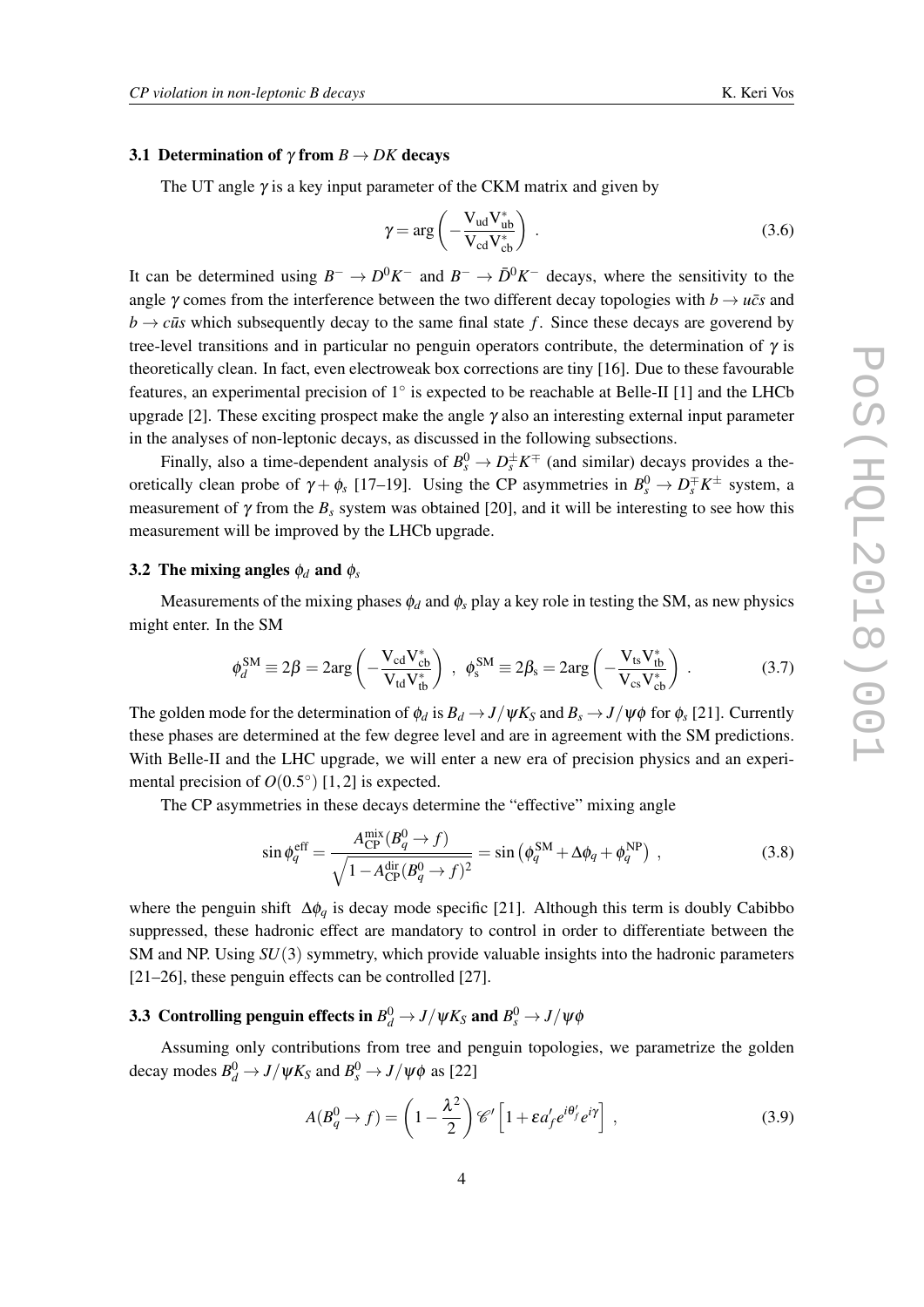### 3.1 Determination of $\gamma$ from $B \to DK$ decays

The UT angle $\gamma$ is a key input parameter of the CKM matrix and given by

$$\gamma = \arg\left(-\frac{V_{ud}V_{ub}^*}{V_{cd}V_{cb}^*}\right) \ . \tag{3.6}$$

It can be determined using $B^- \to D^0 K^-$ and $B^- \to \bar{D}^0 K^-$ decays, where the sensitivity to the angle $\gamma$ comes from the interference between the two different decay topologies with $b \to u\bar{c}s$ and $b \to c\bar{u}s$ which subsequently decay to the same final state $f$. Since these decays are goverend by tree-level transitions and in particular no penguin operators contribute, the determination of $\gamma$ is theoretically clean. In fact, even electroweak box corrections are tiny [16]. Due to these favourable features, an experimental precision of $1^\circ$ is expected to be reachable at Belle-II [1] and the LHCb upgrade [2]. These exciting prospect make the angle $\gamma$ also an interesting external input parameter in the analyses of non-leptonic decays, as discussed in the following subsections.

Finally, also a time-dependent analysis of $B_s^0 \to D_s^\pm K^\mp$ (and similar) decays provides a theoretically clean probe of $\gamma + \phi_s$ [17–19]. Using the CP asymmetries in $B_s^0 \to D_s^\mp K^\pm$ system, a measurement of $\gamma$ from the $B_s$ system was obtained [20], and it will be interesting to see how this measurement will be improved by the LHCb upgrade.

### 3.2 The mixing angles $\phi_d$ and $\phi_s$

Measurements of the mixing phases $\phi_d$ and $\phi_s$ play a key role in testing the SM, as new physics might enter. In the SM

$$\phi_d^{\rm SM} \equiv 2\beta = 2\arg\left(-\frac{V_{cd}V_{cb}^*}{V_{td}V_{tb}^*}\right) \ , \ \ \phi_s^{\rm SM} \equiv 2\beta_s = 2\arg\left(-\frac{V_{ts}V_{tb}^*}{V_{cs}V_{cb}^*}\right) \ . \tag{3.7}$$

The golden mode for the determination of $\phi_d$ is $B_d \to J/\psi K_S$ and $B_s \to J/\psi\phi$ for $\phi_s$ [21]. Currently these phases are determined at the few degree level and are in agreement with the SM predictions. With Belle-II and the LHC upgrade, we will enter a new era of precision physics and an experimental precision of $O(0.5^\circ)$ [1,2] is expected.

The CP asymmetries in these decays determine the "effective" mixing angle

$$\sin\phi_q^{\rm eff} = \frac{A_{\rm CP}^{\rm mix}(B_q^0 \to f)}{\sqrt{1 - A_{\rm CP}^{\rm dir}(B_q^0 \to f)^2}} = \sin\left(\phi_q^{\rm SM} + \Delta\phi_q + \phi_q^{\rm NP}\right) \ , \tag{3.8}$$

where the penguin shift $\Delta\phi_q$ is decay mode specific [21]. Although this term is doubly Cabibbo suppressed, these hadronic effect are mandatory to control in order to differentiate between the SM and NP. Using $SU(3)$ symmetry, which provide valuable insights into the hadronic parameters [21–26], these penguin effects can be controlled [27].

### 3.3 Controlling penguin effects in $B_d^0 \to J/\psi K_S$ and $B_s^0 \to J/\psi\phi$

Assuming only contributions from tree and penguin topologies, we parametrize the golden decay modes $B_d^0 \to J/\psi K_S$ and $B_s^0 \to J/\psi\phi$ as [22]

$$A(B_q^0 \to f) = \left(1 - \frac{\lambda^2}{2}\right)\mathscr{C}'\left[1 + \varepsilon a_f' e^{i\theta_f'} e^{i\gamma}\right] \ , \tag{3.9}$$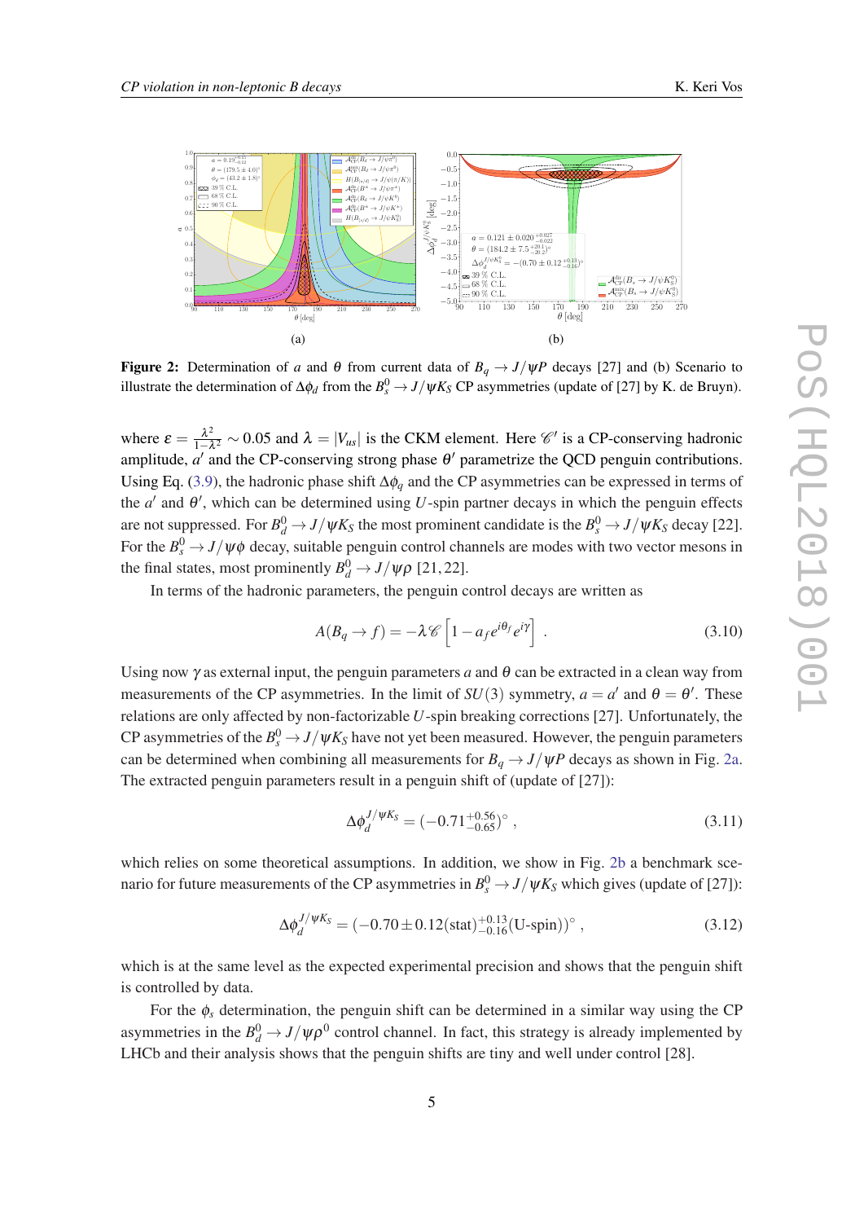Figure 2: Determination of $a$ and $\theta$ from current data of $B_q \to J/\psi P$ decays [27] and (b) Scenario to illustrate the determination of $\Delta\phi_d$ from the $B_s^0 \to J/\psi K_S$ CP asymmetries (update of [27] by K. de Bruyn).

where $\varepsilon = \frac{\lambda^2}{1-\lambda^2} \sim 0.05$ and $\lambda = |V_{us}|$ is the CKM element. Here $\mathscr{C}'$ is a CP-conserving hadronic amplitude, $a'$ and the CP-conserving strong phase $\theta'$ parametrize the QCD penguin contributions. Using Eq. (3.9), the hadronic phase shift $\Delta\phi_q$ and the CP asymmetries can be expressed in terms of the $a'$ and $\theta'$, which can be determined using $U$-spin partner decays in which the penguin effects are not suppressed. For $B_d^0 \to J/\psi K_S$ the most prominent candidate is the $B_s^0 \to J/\psi K_S$ decay [22]. For the $B_s^0 \to J/\psi\phi$ decay, suitable penguin control channels are modes with two vector mesons in the final states, most prominently $B_d^0 \to J/\psi\rho$ [21, 22].

In terms of the hadronic parameters, the penguin control decays are written as

$$A(B_q \to f) = -\lambda \mathscr{C}\left[1 - a_f e^{i\theta_f} e^{i\gamma}\right] \,. \tag{3.10}$$

Using now $\gamma$ as external input, the penguin parameters $a$ and $\theta$ can be extracted in a clean way from measurements of the CP asymmetries. In the limit of $SU(3)$ symmetry, $a = a'$ and $\theta = \theta'$. These relations are only affected by non-factorizable $U$-spin breaking corrections [27]. Unfortunately, the CP asymmetries of the $B_s^0 \to J/\psi K_S$ have not yet been measured. However, the penguin parameters can be determined when combining all measurements for $B_q \to J/\psi P$ decays as shown in Fig. 2a. The extracted penguin parameters result in a penguin shift of (update of [27]):

$$\Delta\phi_d^{J/\psi K_S} = (-0.71^{+0.56}_{-0.65})^\circ \,, \tag{3.11}$$

which relies on some theoretical assumptions. In addition, we show in Fig. 2b a benchmark scenario for future measurements of the CP asymmetries in $B_s^0 \to J/\psi K_S$ which gives (update of [27]):

$$\Delta\phi_d^{J/\psi K_S} = (-0.70 \pm 0.12(\text{stat})^{+0.13}_{-0.16}(\text{U-spin}))^\circ \,, \tag{3.12}$$

which is at the same level as the expected experimental precision and shows that the penguin shift is controlled by data.

For the $\phi_s$ determination, the penguin shift can be determined in a similar way using the CP asymmetries in the $B_d^0 \to J/\psi\rho^0$ control channel. In fact, this strategy is already implemented by LHCb and their analysis shows that the penguin shifts are tiny and well under control [28].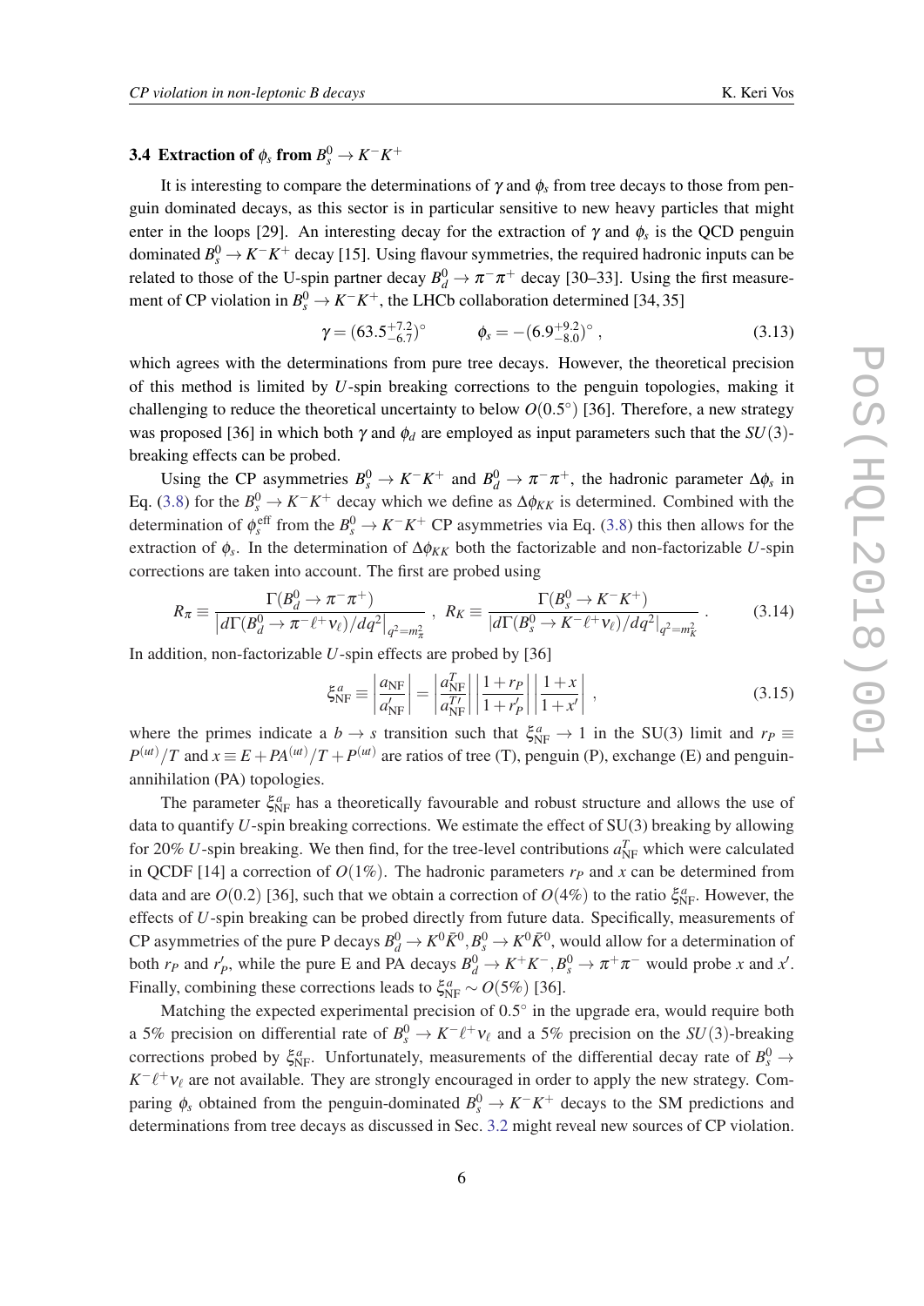### 3.4 Extraction of $\phi_s$ from $B_s^0 \to K^-K^+$

It is interesting to compare the determinations of $\gamma$ and $\phi_s$ from tree decays to those from penguin dominated decays, as this sector is in particular sensitive to new heavy particles that might enter in the loops [29]. An interesting decay for the extraction of $\gamma$ and $\phi_s$ is the QCD penguin dominated $B_s^0 \to K^-K^+$ decay [15]. Using flavour symmetries, the required hadronic inputs can be related to those of the U-spin partner decay $B_d^0 \to \pi^-\pi^+$ decay [30–33]. Using the first measurement of CP violation in $B_s^0 \to K^-K^+$, the LHCb collaboration determined [34, 35]

$$\gamma = (63.5^{+7.2}_{-6.7})^\circ \qquad \phi_s = -(6.9^{+9.2}_{-8.0})^\circ \,, \tag{3.13}$$

which agrees with the determinations from pure tree decays. However, the theoretical precision of this method is limited by $U$-spin breaking corrections to the penguin topologies, making it challenging to reduce the theoretical uncertainty to below $O(0.5^\circ)$ [36]. Therefore, a new strategy was proposed [36] in which both $\gamma$ and $\phi_d$ are employed as input parameters such that the $SU(3)$-breaking effects can be probed.

Using the CP asymmetries $B_s^0 \to K^-K^+$ and $B_d^0 \to \pi^-\pi^+$, the hadronic parameter $\Delta\phi_s$ in Eq. (3.8) for the $B_s^0 \to K^-K^+$ decay which we define as $\Delta\phi_{KK}$ is determined. Combined with the determination of $\phi_s^{\text{eff}}$ from the $B_s^0 \to K^-K^+$ CP asymmetries via Eq. (3.8) this then allows for the extraction of $\phi_s$. In the determination of $\Delta\phi_{KK}$ both the factorizable and non-factorizable $U$-spin corrections are taken into account. The first are probed using

$$R_\pi \equiv \frac{\Gamma(B_d^0 \to \pi^-\pi^+)}{\left|d\Gamma(B_d^0 \to \pi^-\ell^+\nu_\ell)/dq^2\right|_{q^2=m_\pi^2}} \,, \; R_K \equiv \frac{\Gamma(B_s^0 \to K^-K^+)}{\left|d\Gamma(B_s^0 \to K^-\ell^+\nu_\ell)/dq^2\right|_{q^2=m_K^2}} \,. \tag{3.14}$$

In addition, non-factorizable $U$-spin effects are probed by [36]

$$\xi_{\rm NF}^a \equiv \left|\frac{a_{\rm NF}}{a_{\rm NF}'}\right| = \left|\frac{a_{\rm NF}^T}{a_{\rm NF}^{T\prime}}\right| \left|\frac{1+r_P}{1+r_P'}\right| \left|\frac{1+x}{1+x'}\right| \,, \tag{3.15}$$

where the primes indicate a $b \to s$ transition such that $\xi_{\rm NF}^a \to 1$ in the SU(3) limit and $r_P \equiv P^{(ut)}/T$ and $x \equiv E + PA^{(ut)}/T + P^{(ut)}$ are ratios of tree (T), penguin (P), exchange (E) and penguin-annihilation (PA) topologies.

The parameter $\xi_{\rm NF}^a$ has a theoretically favourable and robust structure and allows the use of data to quantify $U$-spin breaking corrections. We estimate the effect of SU(3) breaking by allowing for 20% $U$-spin breaking. We then find, for the tree-level contributions $a_{\rm NF}^T$ which were calculated in QCDF [14] a correction of $O(1\%)$. The hadronic parameters $r_P$ and $x$ can be determined from data and are $O(0.2)$ [36], such that we obtain a correction of $O(4\%)$ to the ratio $\xi_{\rm NF}^a$. However, the effects of $U$-spin breaking can be probed directly from future data. Specifically, measurements of CP asymmetries of the pure P decays $B_d^0 \to K^0\bar{K}^0, B_s^0 \to K^0\bar{K}^0$, would allow for a determination of both $r_P$ and $r_P'$, while the pure E and PA decays $B_d^0 \to K^+K^-, B_s^0 \to \pi^+\pi^-$ would probe $x$ and $x'$. Finally, combining these corrections leads to $\xi_{\rm NF}^a \sim O(5\%)$ [36].

Matching the expected experimental precision of $0.5^\circ$ in the upgrade era, would require both a 5% precision on differential rate of $B_s^0 \to K^-\ell^+\nu_\ell$ and a 5% precision on the $SU(3)$-breaking corrections probed by $\xi_{\rm NF}^a$. Unfortunately, measurements of the differential decay rate of $B_s^0 \to K^-\ell^+\nu_\ell$ are not available. They are strongly encouraged in order to apply the new strategy. Comparing $\phi_s$ obtained from the penguin-dominated $B_s^0 \to K^-K^+$ decays to the SM predictions and determinations from tree decays as discussed in Sec. 3.2 might reveal new sources of CP violation.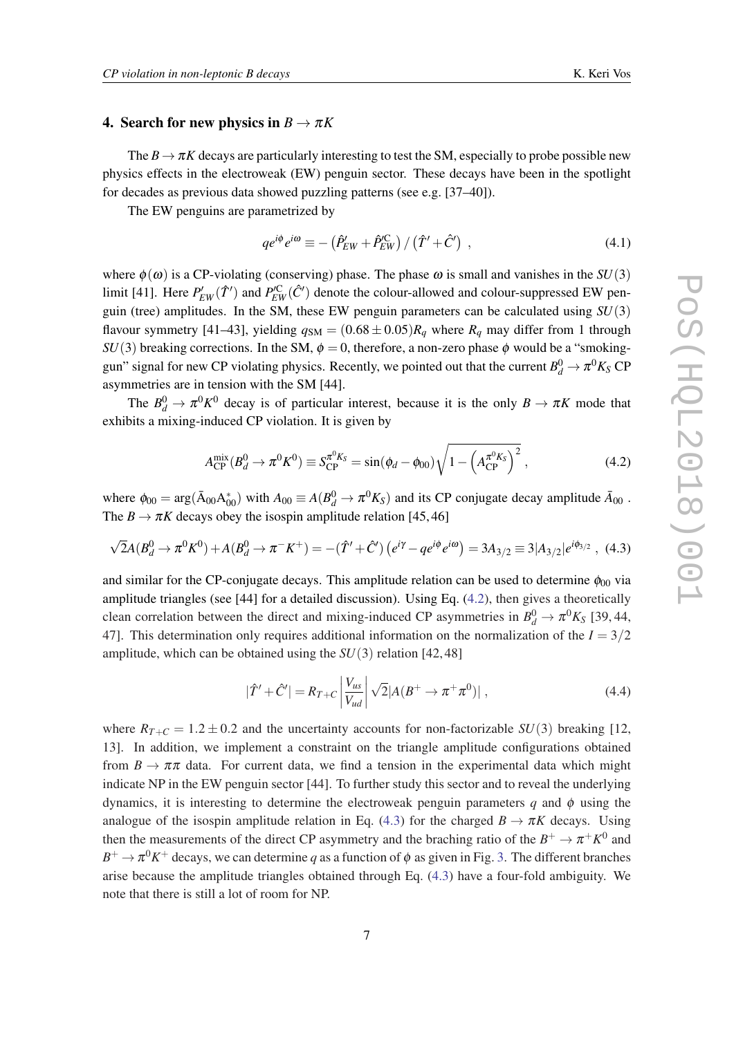## 4. Search for new physics in $B \to \pi K$

The $B \to \pi K$ decays are particularly interesting to test the SM, especially to probe possible new physics effects in the electroweak (EW) penguin sector. These decays have been in the spotlight for decades as previous data showed puzzling patterns (see e.g. [37–40]).

The EW penguins are parametrized by

$$q e^{i\phi} e^{i\omega} \equiv -\left(\hat{P}'_{EW} + \hat{P}'^{\rm C}_{EW}\right) / \left(\hat{T}' + \hat{C}'\right) \ , \tag{4.1}$$

where $\phi(\omega)$ is a CP-violating (conserving) phase. The phase $\omega$ is small and vanishes in the $SU(3)$ limit [41]. Here $P'_{EW}(\hat{T}')$ and $P'^{\rm C}_{EW}(\hat{C}')$ denote the colour-allowed and colour-suppressed EW penguin (tree) amplitudes. In the SM, these EW penguin parameters can be calculated using $SU(3)$ flavour symmetry [41–43], yielding $q_{\rm SM} = (0.68 \pm 0.05) R_q$ where $R_q$ may differ from 1 through $SU(3)$ breaking corrections. In the SM, $\phi = 0$, therefore, a non-zero phase $\phi$ would be a "smoking-gun" signal for new CP violating physics. Recently, we pointed out that the current $B_d^0 \to \pi^0 K_S$ CP asymmetries are in tension with the SM [44].

The $B_d^0 \to \pi^0 K^0$ decay is of particular interest, because it is the only $B \to \pi K$ mode that exhibits a mixing-induced CP violation. It is given by

$$A_{\rm CP}^{\rm mix}(B_d^0 \to \pi^0 K^0) \equiv S_{\rm CP}^{\pi^0 K_S} = \sin(\phi_d - \phi_{00}) \sqrt{1 - \left(A_{\rm CP}^{\pi^0 K_S}\right)^2} \ , \tag{4.2}$$

where $\phi_{00} = \arg(\bar{A}_{00} A_{00}^*)$ with $A_{00} \equiv A(B_d^0 \to \pi^0 K_S)$ and its CP conjugate decay amplitude $\bar{A}_{00}$ . The $B \to \pi K$ decays obey the isospin amplitude relation [45, 46]

$$\sqrt{2} A(B_d^0 \to \pi^0 K^0) + A(B_d^0 \to \pi^- K^+) = -(\hat{T}' + \hat{C}')\left(e^{i\gamma} - q e^{i\phi} e^{i\omega}\right) = 3 A_{3/2} \equiv 3 |A_{3/2}| e^{i\phi_{3/2}} \ , \tag{4.3}$$

and similar for the CP-conjugate decays. This amplitude relation can be used to determine $\phi_{00}$ via amplitude triangles (see [44] for a detailed discussion). Using Eq. (4.2), then gives a theoretically clean correlation between the direct and mixing-induced CP asymmetries in $B_d^0 \to \pi^0 K_S$ [39, 44, 47]. This determination only requires additional information on the normalization of the $I = 3/2$ amplitude, which can be obtained using the $SU(3)$ relation [42, 48]

$$|\hat{T}' + \hat{C}'| = R_{T+C} \left| \frac{V_{us}}{V_{ud}} \right| \sqrt{2} |A(B^+ \to \pi^+ \pi^0)| \ , \tag{4.4}$$

where $R_{T+C} = 1.2 \pm 0.2$ and the uncertainty accounts for non-factorizable $SU(3)$ breaking [12, 13]. In addition, we implement a constraint on the triangle amplitude configurations obtained from $B \to \pi\pi$ data. For current data, we find a tension in the experimental data which might indicate NP in the EW penguin sector [44]. To further study this sector and to reveal the underlying dynamics, it is interesting to determine the electroweak penguin parameters $q$ and $\phi$ using the analogue of the isospin amplitude relation in Eq. (4.3) for the charged $B \to \pi K$ decays. Using then the measurements of the direct CP asymmetry and the braching ratio of the $B^+ \to \pi^+ K^0$ and $B^+ \to \pi^0 K^+$ decays, we can determine $q$ as a function of $\phi$ as given in Fig. 3. The different branches arise because the amplitude triangles obtained through Eq. (4.3) have a four-fold ambiguity. We note that there is still a lot of room for NP.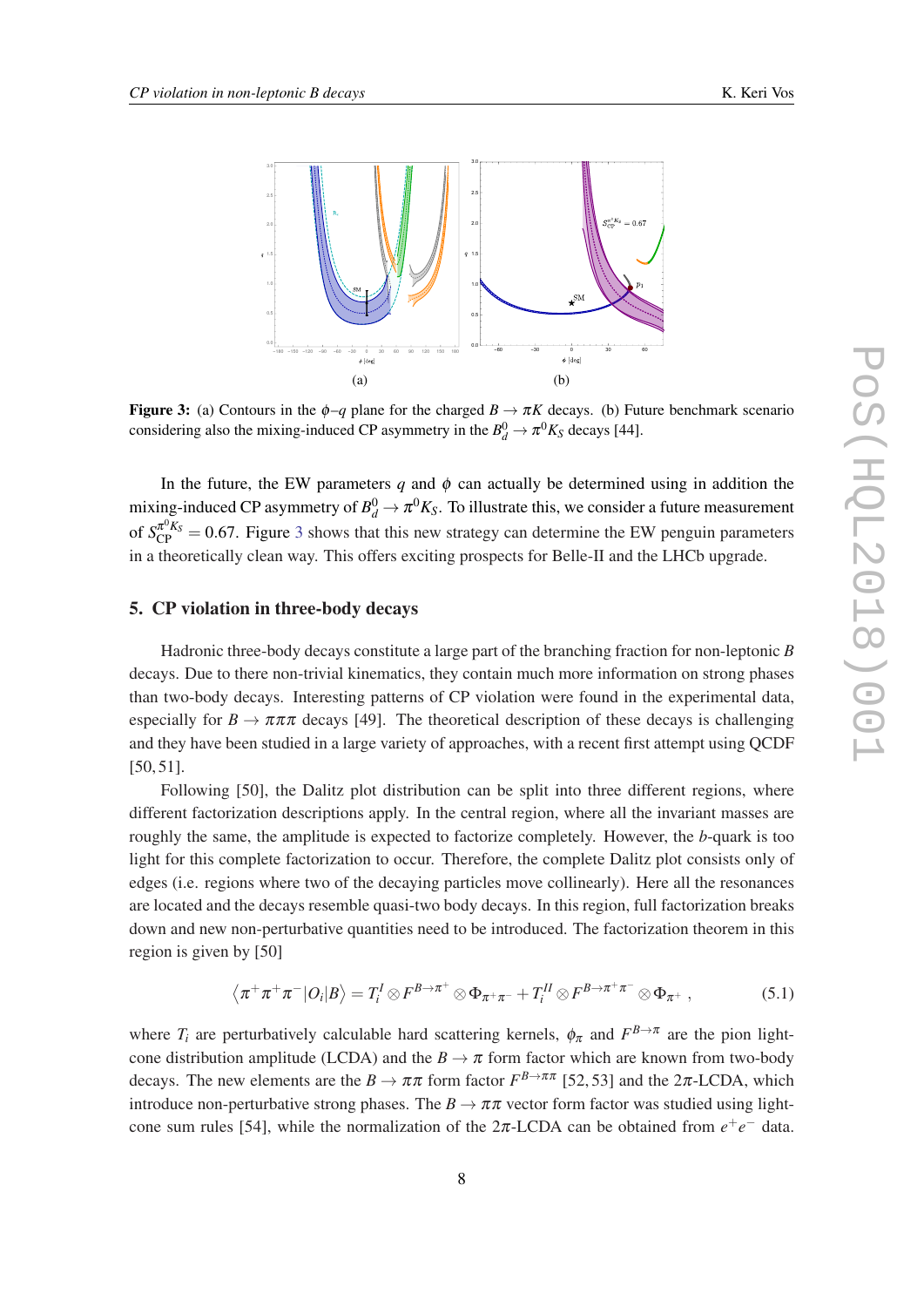**Figure 3:** (a) Contours in the $\phi$–$q$ plane for the charged $B \to \pi K$ decays. (b) Future benchmark scenario considering also the mixing-induced CP asymmetry in the $B_d^0 \to \pi^0 K_S$ decays [44].

In the future, the EW parameters $q$ and $\phi$ can actually be determined using in addition the mixing-induced CP asymmetry of $B_d^0 \to \pi^0 K_S$. To illustrate this, we consider a future measurement of $S_{\rm CP}^{\pi^0 K_S} = 0.67$. Figure 3 shows that this new strategy can determine the EW penguin parameters in a theoretically clean way. This offers exciting prospects for Belle-II and the LHCb upgrade.

## 5. CP violation in three-body decays

Hadronic three-body decays constitute a large part of the branching fraction for non-leptonic $B$ decays. Due to there non-trivial kinematics, they contain much more information on strong phases than two-body decays. Interesting patterns of CP violation were found in the experimental data, especially for $B \to \pi\pi\pi$ decays [49]. The theoretical description of these decays is challenging and they have been studied in a large variety of approaches, with a recent first attempt using QCDF [50, 51].

Following [50], the Dalitz plot distribution can be split into three different regions, where different factorization descriptions apply. In the central region, where all the invariant masses are roughly the same, the amplitude is expected to factorize completely. However, the $b$-quark is too light for this complete factorization to occur. Therefore, the complete Dalitz plot consists only of edges (i.e. regions where two of the decaying particles move collinearly). Here all the resonances are located and the decays resemble quasi-two body decays. In this region, full factorization breaks down and new non-perturbative quantities need to be introduced. The factorization theorem in this region is given by [50]

$$\langle \pi^+\pi^+\pi^- | O_i | B \rangle = T_i^I \otimes F^{B\to\pi^+} \otimes \Phi_{\pi^+\pi^-} + T_i^{II} \otimes F^{B\to\pi^+\pi^-} \otimes \Phi_{\pi^+} \,, \tag{5.1}$$

where $T_i$ are perturbatively calculable hard scattering kernels, $\phi_\pi$ and $F^{B\to\pi}$ are the pion light-cone distribution amplitude (LCDA) and the $B \to \pi$ form factor which are known from two-body decays. The new elements are the $B \to \pi\pi$ form factor $F^{B\to\pi\pi}$ [52, 53] and the $2\pi$-LCDA, which introduce non-perturbative strong phases. The $B \to \pi\pi$ vector form factor was studied using light-cone sum rules [54], while the normalization of the $2\pi$-LCDA can be obtained from $e^+e^-$ data.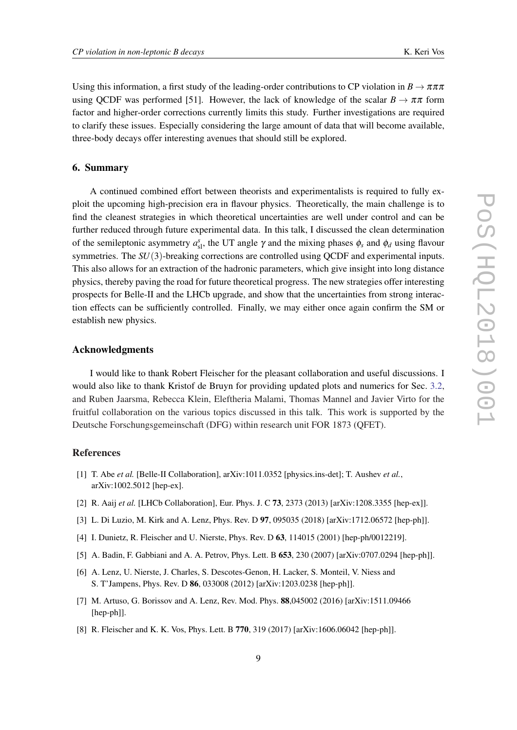Using this information, a first study of the leading-order contributions to CP violation in $B \to \pi\pi\pi$ using QCDF was performed [51]. However, the lack of knowledge of the scalar $B \to \pi\pi$ form factor and higher-order corrections currently limits this study. Further investigations are required to clarify these issues. Especially considering the large amount of data that will become available, three-body decays offer interesting avenues that should still be explored.

## 6. Summary

A continued combined effort between theorists and experimentalists is required to fully exploit the upcoming high-precision era in flavour physics. Theoretically, the main challenge is to find the cleanest strategies in which theoretical uncertainties are well under control and can be further reduced through future experimental data. In this talk, I discussed the clean determination of the semileptonic asymmetry $a_{\rm sl}^s$, the UT angle $\gamma$ and the mixing phases $\phi_s$ and $\phi_d$ using flavour symmetries. The $SU(3)$-breaking corrections are controlled using QCDF and experimental inputs. This also allows for an extraction of the hadronic parameters, which give insight into long distance physics, thereby paving the road for future theoretical progress. The new strategies offer interesting prospects for Belle-II and the LHCb upgrade, and show that the uncertainties from strong interaction effects can be sufficiently controlled. Finally, we may either once again confirm the SM or establish new physics.

## Acknowledgments

I would like to thank Robert Fleischer for the pleasant collaboration and useful discussions. I would also like to thank Kristof de Bruyn for providing updated plots and numerics for Sec. 3.2, and Ruben Jaarsma, Rebecca Klein, Eleftheria Malami, Thomas Mannel and Javier Virto for the fruitful collaboration on the various topics discussed in this talk. This work is supported by the Deutsche Forschungsgemeinschaft (DFG) within research unit FOR 1873 (QFET).

## References

[1] T. Abe *et al.* [Belle-II Collaboration], arXiv:1011.0352 [physics.ins-det]; T. Aushev *et al.*, arXiv:1002.5012 [hep-ex].

[2] R. Aaij *et al.* [LHCb Collaboration], Eur. Phys. J. C **73**, 2373 (2013) [arXiv:1208.3355 [hep-ex]].

[3] L. Di Luzio, M. Kirk and A. Lenz, Phys. Rev. D **97**, 095035 (2018) [arXiv:1712.06572 [hep-ph]].

[4] I. Dunietz, R. Fleischer and U. Nierste, Phys. Rev. D **63**, 114015 (2001) [hep-ph/0012219].

[5] A. Badin, F. Gabbiani and A. A. Petrov, Phys. Lett. B **653**, 230 (2007) [arXiv:0707.0294 [hep-ph]].

[6] A. Lenz, U. Nierste, J. Charles, S. Descotes-Genon, H. Lacker, S. Monteil, V. Niess and S. T'Jampens, Phys. Rev. D **86**, 033008 (2012) [arXiv:1203.0238 [hep-ph]].

[7] M. Artuso, G. Borissov and A. Lenz, Rev. Mod. Phys. **88**,045002 (2016) [arXiv:1511.09466 [hep-ph]].

[8] R. Fleischer and K. K. Vos, Phys. Lett. B **770**, 319 (2017) [arXiv:1606.06042 [hep-ph]].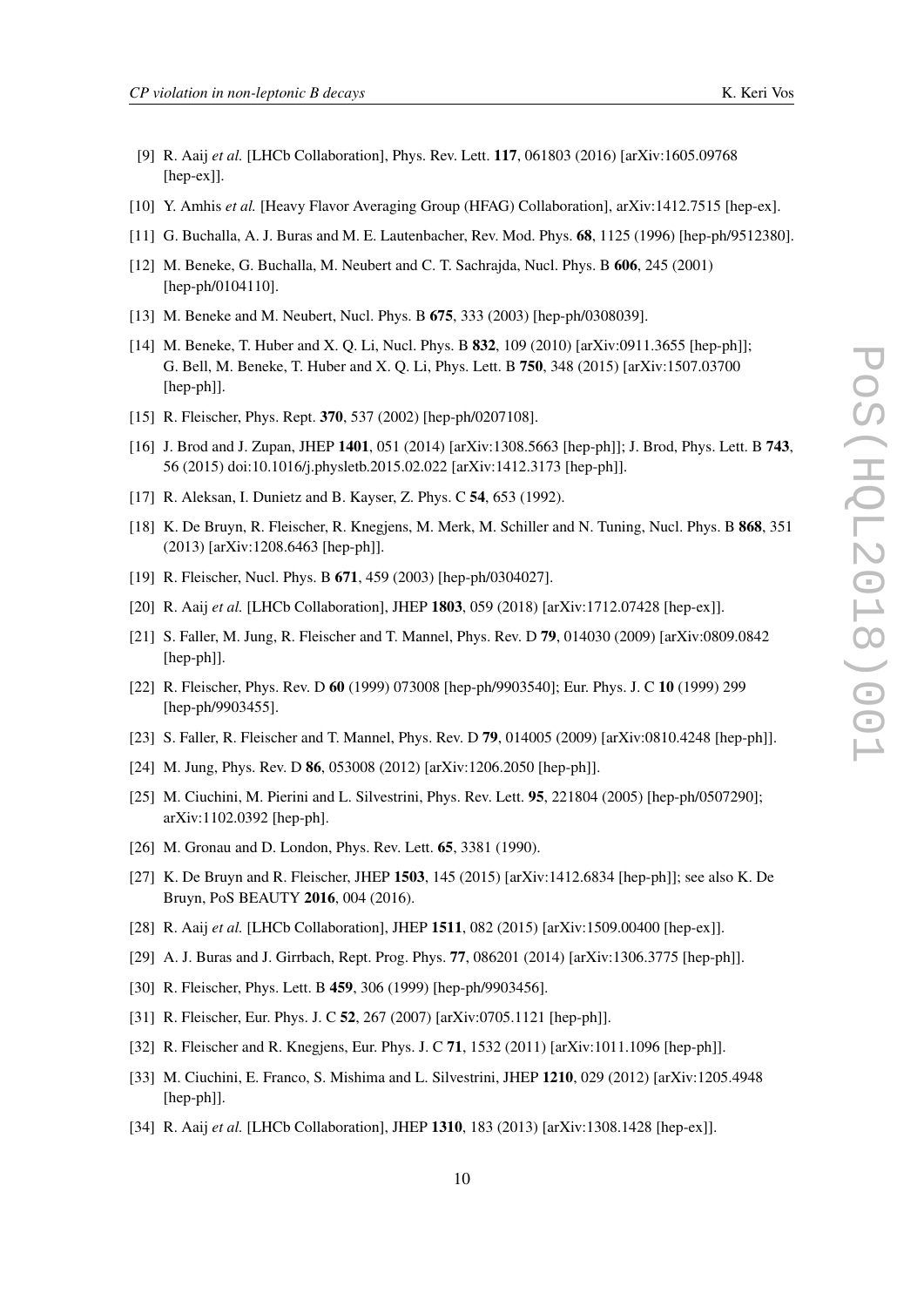[9] R. Aaij *et al.* [LHCb Collaboration], Phys. Rev. Lett. **117**, 061803 (2016) [arXiv:1605.09768 [hep-ex]].

[10] Y. Amhis *et al.* [Heavy Flavor Averaging Group (HFAG) Collaboration], arXiv:1412.7515 [hep-ex].

[11] G. Buchalla, A. J. Buras and M. E. Lautenbacher, Rev. Mod. Phys. **68**, 1125 (1996) [hep-ph/9512380].

[12] M. Beneke, G. Buchalla, M. Neubert and C. T. Sachrajda, Nucl. Phys. B **606**, 245 (2001) [hep-ph/0104110].

[13] M. Beneke and M. Neubert, Nucl. Phys. B **675**, 333 (2003) [hep-ph/0308039].

[14] M. Beneke, T. Huber and X. Q. Li, Nucl. Phys. B **832**, 109 (2010) [arXiv:0911.3655 [hep-ph]]; G. Bell, M. Beneke, T. Huber and X. Q. Li, Phys. Lett. B **750**, 348 (2015) [arXiv:1507.03700 [hep-ph]].

[15] R. Fleischer, Phys. Rept. **370**, 537 (2002) [hep-ph/0207108].

[16] J. Brod and J. Zupan, JHEP **1401**, 051 (2014) [arXiv:1308.5663 [hep-ph]]; J. Brod, Phys. Lett. B **743**, 56 (2015) doi:10.1016/j.physletb.2015.02.022 [arXiv:1412.3173 [hep-ph]].

[17] R. Aleksan, I. Dunietz and B. Kayser, Z. Phys. C **54**, 653 (1992).

[18] K. De Bruyn, R. Fleischer, R. Knegjens, M. Merk, M. Schiller and N. Tuning, Nucl. Phys. B **868**, 351 (2013) [arXiv:1208.6463 [hep-ph]].

[19] R. Fleischer, Nucl. Phys. B **671**, 459 (2003) [hep-ph/0304027].

[20] R. Aaij *et al.* [LHCb Collaboration], JHEP **1803**, 059 (2018) [arXiv:1712.07428 [hep-ex]].

[21] S. Faller, M. Jung, R. Fleischer and T. Mannel, Phys. Rev. D **79**, 014030 (2009) [arXiv:0809.0842 [hep-ph]].

[22] R. Fleischer, Phys. Rev. D **60** (1999) 073008 [hep-ph/9903540]; Eur. Phys. J. C **10** (1999) 299 [hep-ph/9903455].

[23] S. Faller, R. Fleischer and T. Mannel, Phys. Rev. D **79**, 014005 (2009) [arXiv:0810.4248 [hep-ph]].

[24] M. Jung, Phys. Rev. D **86**, 053008 (2012) [arXiv:1206.2050 [hep-ph]].

[25] M. Ciuchini, M. Pierini and L. Silvestrini, Phys. Rev. Lett. **95**, 221804 (2005) [hep-ph/0507290]; arXiv:1102.0392 [hep-ph].

[26] M. Gronau and D. London, Phys. Rev. Lett. **65**, 3381 (1990).

[27] K. De Bruyn and R. Fleischer, JHEP **1503**, 145 (2015) [arXiv:1412.6834 [hep-ph]]; see also K. De Bruyn, PoS BEAUTY **2016**, 004 (2016).

[28] R. Aaij *et al.* [LHCb Collaboration], JHEP **1511**, 082 (2015) [arXiv:1509.00400 [hep-ex]].

[29] A. J. Buras and J. Girrbach, Rept. Prog. Phys. **77**, 086201 (2014) [arXiv:1306.3775 [hep-ph]].

[30] R. Fleischer, Phys. Lett. B **459**, 306 (1999) [hep-ph/9903456].

[31] R. Fleischer, Eur. Phys. J. C **52**, 267 (2007) [arXiv:0705.1121 [hep-ph]].

[32] R. Fleischer and R. Knegjens, Eur. Phys. J. C **71**, 1532 (2011) [arXiv:1011.1096 [hep-ph]].

[33] M. Ciuchini, E. Franco, S. Mishima and L. Silvestrini, JHEP **1210**, 029 (2012) [arXiv:1205.4948 [hep-ph]].

[34] R. Aaij *et al.* [LHCb Collaboration], JHEP **1310**, 183 (2013) [arXiv:1308.1428 [hep-ex]].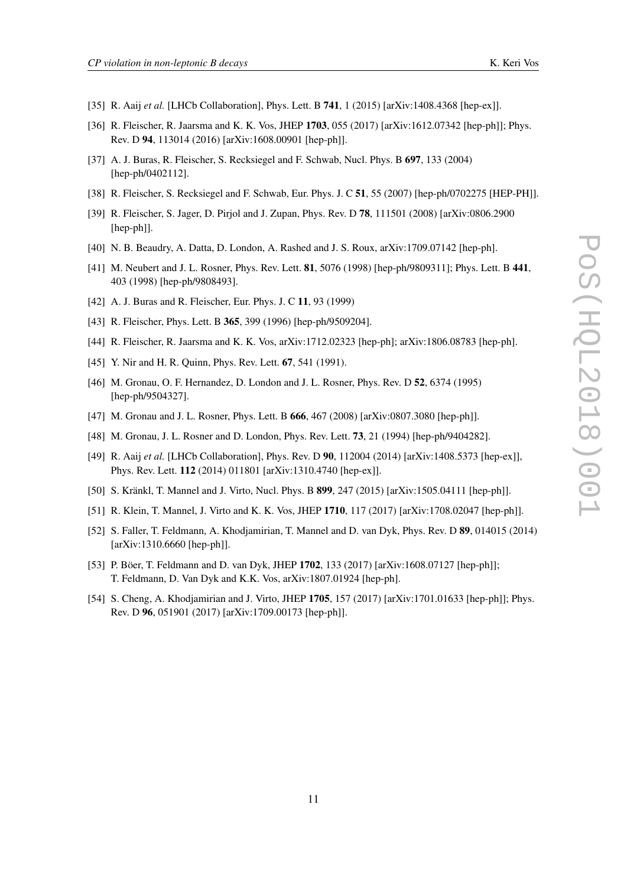[35] R. Aaij *et al.* [LHCb Collaboration], Phys. Lett. B **741**, 1 (2015) [arXiv:1408.4368 [hep-ex]].

[36] R. Fleischer, R. Jaarsma and K. K. Vos, JHEP **1703**, 055 (2017) [arXiv:1612.07342 [hep-ph]]; Phys. Rev. D **94**, 113014 (2016) [arXiv:1608.00901 [hep-ph]].

[37] A. J. Buras, R. Fleischer, S. Recksiegel and F. Schwab, Nucl. Phys. B **697**, 133 (2004) [hep-ph/0402112].

[38] R. Fleischer, S. Recksiegel and F. Schwab, Eur. Phys. J. C **51**, 55 (2007) [hep-ph/0702275 [HEP-PH]].

[39] R. Fleischer, S. Jager, D. Pirjol and J. Zupan, Phys. Rev. D **78**, 111501 (2008) [arXiv:0806.2900 [hep-ph]].

[40] N. B. Beaudry, A. Datta, D. London, A. Rashed and J. S. Roux, arXiv:1709.07142 [hep-ph].

[41] M. Neubert and J. L. Rosner, Phys. Rev. Lett. **81**, 5076 (1998) [hep-ph/9809311]; Phys. Lett. B **441**, 403 (1998) [hep-ph/9808493].

[42] A. J. Buras and R. Fleischer, Eur. Phys. J. C **11**, 93 (1999)

[43] R. Fleischer, Phys. Lett. B **365**, 399 (1996) [hep-ph/9509204].

[44] R. Fleischer, R. Jaarsma and K. K. Vos, arXiv:1712.02323 [hep-ph]; arXiv:1806.08783 [hep-ph].

[45] Y. Nir and H. R. Quinn, Phys. Rev. Lett. **67**, 541 (1991).

[46] M. Gronau, O. F. Hernandez, D. London and J. L. Rosner, Phys. Rev. D **52**, 6374 (1995) [hep-ph/9504327].

[47] M. Gronau and J. L. Rosner, Phys. Lett. B **666**, 467 (2008) [arXiv:0807.3080 [hep-ph]].

[48] M. Gronau, J. L. Rosner and D. London, Phys. Rev. Lett. **73**, 21 (1994) [hep-ph/9404282].

[49] R. Aaij *et al.* [LHCb Collaboration], Phys. Rev. D **90**, 112004 (2014) [arXiv:1408.5373 [hep-ex]], Phys. Rev. Lett. **112** (2014) 011801 [arXiv:1310.4740 [hep-ex]].

[50] S. Kränkl, T. Mannel and J. Virto, Nucl. Phys. B **899**, 247 (2015) [arXiv:1505.04111 [hep-ph]].

[51] R. Klein, T. Mannel, J. Virto and K. K. Vos, JHEP **1710**, 117 (2017) [arXiv:1708.02047 [hep-ph]].

[52] S. Faller, T. Feldmann, A. Khodjamirian, T. Mannel and D. van Dyk, Phys. Rev. D **89**, 014015 (2014) [arXiv:1310.6660 [hep-ph]].

[53] P. Böer, T. Feldmann and D. van Dyk, JHEP **1702**, 133 (2017) [arXiv:1608.07127 [hep-ph]]; T. Feldmann, D. Van Dyk and K.K. Vos, arXiv:1807.01924 [hep-ph].

[54] S. Cheng, A. Khodjamirian and J. Virto, JHEP **1705**, 157 (2017) [arXiv:1701.01633 [hep-ph]]; Phys. Rev. D **96**, 051901 (2017) [arXiv:1709.00173 [hep-ph]].